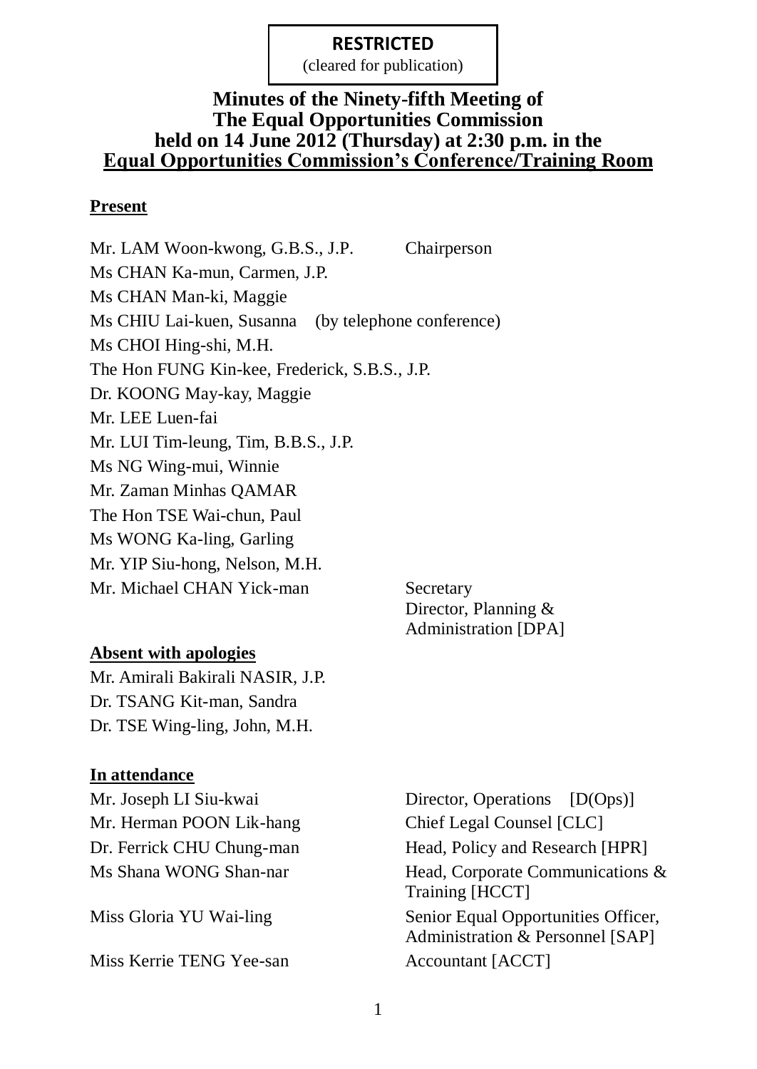**RESTRICTED**
(cleared for publication)

# Minutes of the Ninety-fifth Meeting of The Equal Opportunities Commission held on 14 June 2012 (Thursday) at 2:30 p.m. in the Equal Opportunities Commission's Conference/Training Room

## Present

| | |
|---|---|
| Mr. LAM Woon-kwong, G.B.S., J.P. | Chairperson |
| Ms CHAN Ka-mun, Carmen, J.P. | |
| Ms CHAN Man-ki, Maggie | |
| Ms CHIU Lai-kuen, Susanna (by telephone conference) | |
| Ms CHOI Hing-shi, M.H. | |
| The Hon FUNG Kin-kee, Frederick, S.B.S., J.P. | |
| Dr. KOONG May-kay, Maggie | |
| Mr. LEE Luen-fai | |
| Mr. LUI Tim-leung, Tim, B.B.S., J.P. | |
| Ms NG Wing-mui, Winnie | |
| Mr. Zaman Minhas QAMAR | |
| The Hon TSE Wai-chun, Paul | |
| Ms WONG Ka-ling, Garling | |
| Mr. YIP Siu-hong, Nelson, M.H. | |
| Mr. Michael CHAN Yick-man | Secretary<br>Director, Planning & Administration [DPA] |

## Absent with apologies

Mr. Amirali Bakirali NASIR, J.P.
Dr. TSANG Kit-man, Sandra
Dr. TSE Wing-ling, John, M.H.

## In attendance

| | |
|---|---|
| Mr. Joseph LI Siu-kwai | Director, Operations [D(Ops)] |
| Mr. Herman POON Lik-hang | Chief Legal Counsel [CLC] |
| Dr. Ferrick CHU Chung-man | Head, Policy and Research [HPR] |
| Ms Shana WONG Shan-nar | Head, Corporate Communications & Training [HCCT] |
| Miss Gloria YU Wai-ling | Senior Equal Opportunities Officer, Administration & Personnel [SAP] |
| Miss Kerrie TENG Yee-san | Accountant [ACCT] |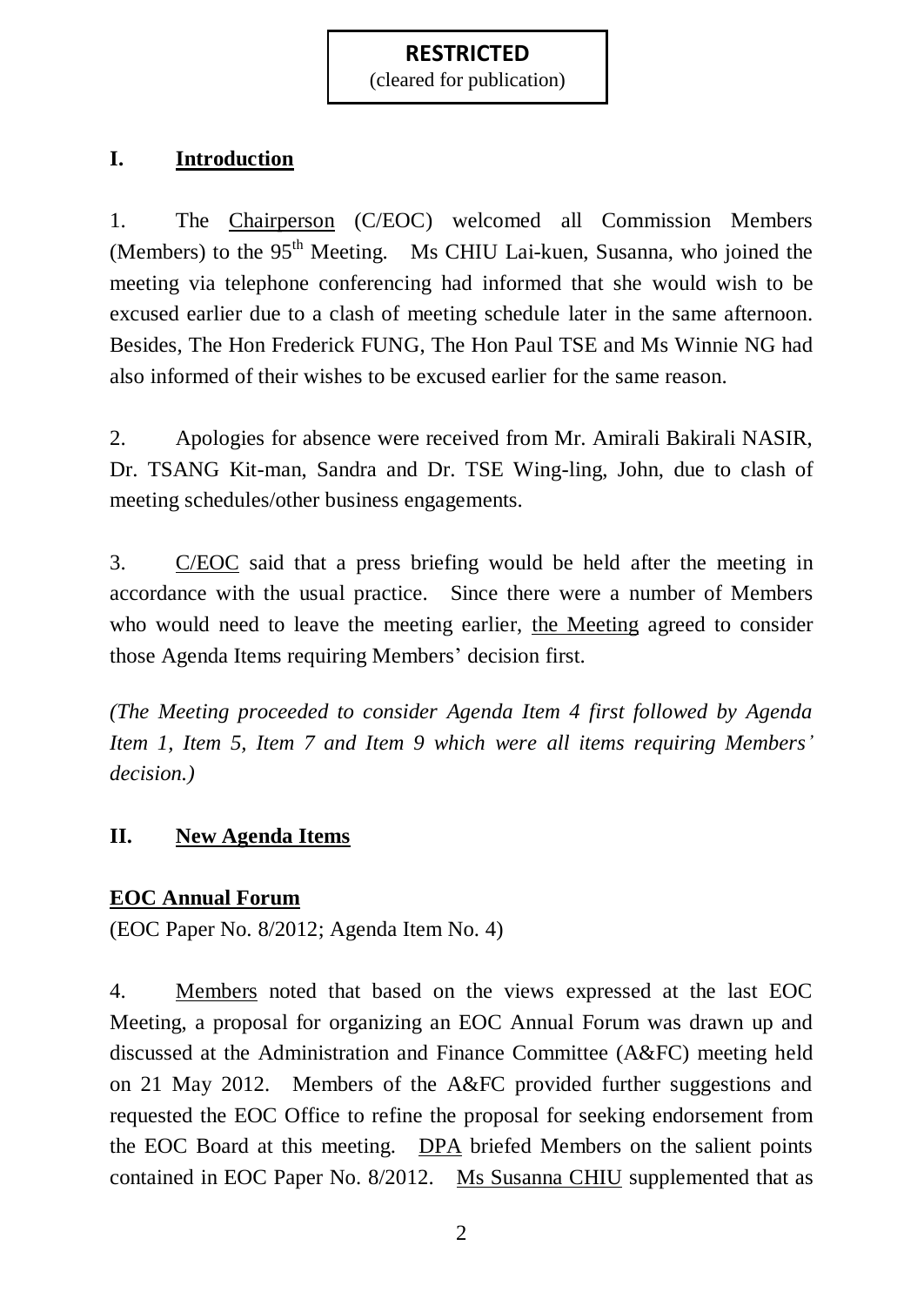**RESTRICTED**
(cleared for publication)

## I. Introduction

1. The Chairperson (C/EOC) welcomed all Commission Members (Members) to the 95th Meeting. Ms CHIU Lai-kuen, Susanna, who joined the meeting via telephone conferencing had informed that she would wish to be excused earlier due to a clash of meeting schedule later in the same afternoon. Besides, The Hon Frederick FUNG, The Hon Paul TSE and Ms Winnie NG had also informed of their wishes to be excused earlier for the same reason.

2. Apologies for absence were received from Mr. Amirali Bakirali NASIR, Dr. TSANG Kit-man, Sandra and Dr. TSE Wing-ling, John, due to clash of meeting schedules/other business engagements.

3. C/EOC said that a press briefing would be held after the meeting in accordance with the usual practice. Since there were a number of Members who would need to leave the meeting earlier, the Meeting agreed to consider those Agenda Items requiring Members' decision first.

*(The Meeting proceeded to consider Agenda Item 4 first followed by Agenda Item 1, Item 5, Item 7 and Item 9 which were all items requiring Members' decision.)*

## II. New Agenda Items

### EOC Annual Forum

(EOC Paper No. 8/2012; Agenda Item No. 4)

4. Members noted that based on the views expressed at the last EOC Meeting, a proposal for organizing an EOC Annual Forum was drawn up and discussed at the Administration and Finance Committee (A&FC) meeting held on 21 May 2012. Members of the A&FC provided further suggestions and requested the EOC Office to refine the proposal for seeking endorsement from the EOC Board at this meeting. DPA briefed Members on the salient points contained in EOC Paper No. 8/2012. Ms Susanna CHIU supplemented that as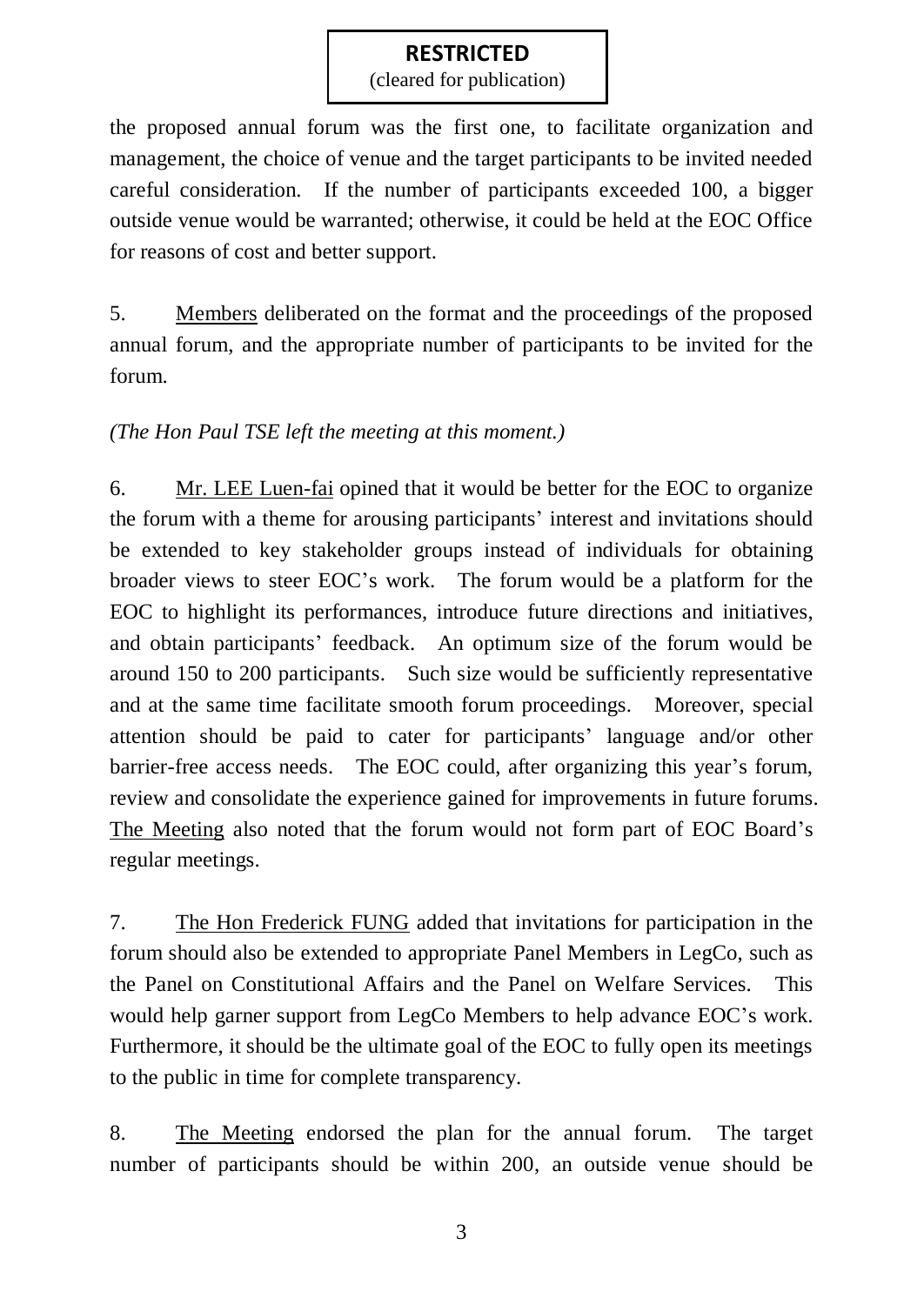the proposed annual forum was the first one, to facilitate organization and management, the choice of venue and the target participants to be invited needed careful consideration. If the number of participants exceeded 100, a bigger outside venue would be warranted; otherwise, it could be held at the EOC Office for reasons of cost and better support.

5. Members deliberated on the format and the proceedings of the proposed annual forum, and the appropriate number of participants to be invited for the forum.

*(The Hon Paul TSE left the meeting at this moment.)*

6. Mr. LEE Luen-fai opined that it would be better for the EOC to organize the forum with a theme for arousing participants' interest and invitations should be extended to key stakeholder groups instead of individuals for obtaining broader views to steer EOC's work. The forum would be a platform for the EOC to highlight its performances, introduce future directions and initiatives, and obtain participants' feedback. An optimum size of the forum would be around 150 to 200 participants. Such size would be sufficiently representative and at the same time facilitate smooth forum proceedings. Moreover, special attention should be paid to cater for participants' language and/or other barrier-free access needs. The EOC could, after organizing this year's forum, review and consolidate the experience gained for improvements in future forums. The Meeting also noted that the forum would not form part of EOC Board's regular meetings.

7. The Hon Frederick FUNG added that invitations for participation in the forum should also be extended to appropriate Panel Members in LegCo, such as the Panel on Constitutional Affairs and the Panel on Welfare Services. This would help garner support from LegCo Members to help advance EOC's work. Furthermore, it should be the ultimate goal of the EOC to fully open its meetings to the public in time for complete transparency.

8. The Meeting endorsed the plan for the annual forum. The target number of participants should be within 200, an outside venue should be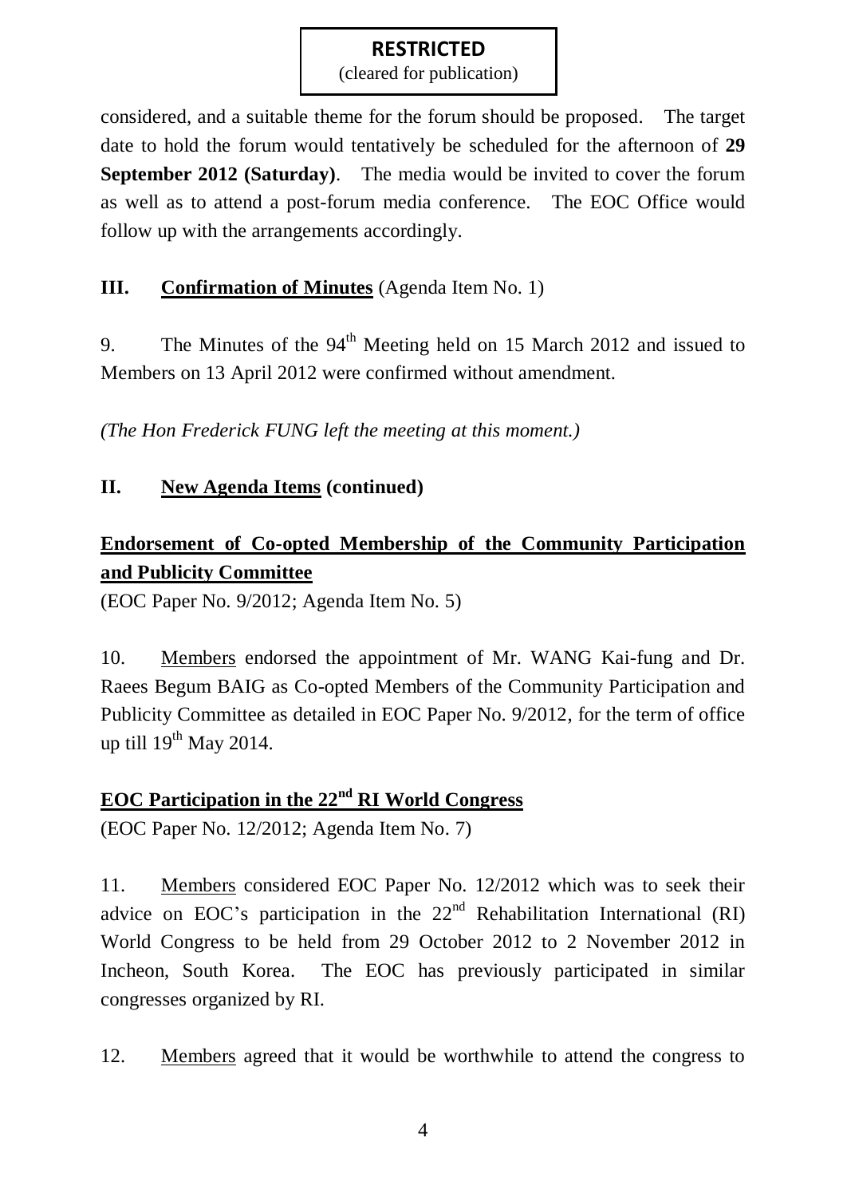considered, and a suitable theme for the forum should be proposed. The target date to hold the forum would tentatively be scheduled for the afternoon of **29 September 2012 (Saturday)**. The media would be invited to cover the forum as well as to attend a post-forum media conference. The EOC Office would follow up with the arrangements accordingly.

## III. Confirmation of Minutes (Agenda Item No. 1)

9. The Minutes of the 94th Meeting held on 15 March 2012 and issued to Members on 13 April 2012 were confirmed without amendment.

*(The Hon Frederick FUNG left the meeting at this moment.)*

## II. New Agenda Items (continued)

### Endorsement of Co-opted Membership of the Community Participation and Publicity Committee

(EOC Paper No. 9/2012; Agenda Item No. 5)

10. Members endorsed the appointment of Mr. WANG Kai-fung and Dr. Raees Begum BAIG as Co-opted Members of the Community Participation and Publicity Committee as detailed in EOC Paper No. 9/2012, for the term of office up till 19th May 2014.

### EOC Participation in the 22nd RI World Congress

(EOC Paper No. 12/2012; Agenda Item No. 7)

11. Members considered EOC Paper No. 12/2012 which was to seek their advice on EOC's participation in the 22nd Rehabilitation International (RI) World Congress to be held from 29 October 2012 to 2 November 2012 in Incheon, South Korea. The EOC has previously participated in similar congresses organized by RI.

12. Members agreed that it would be worthwhile to attend the congress to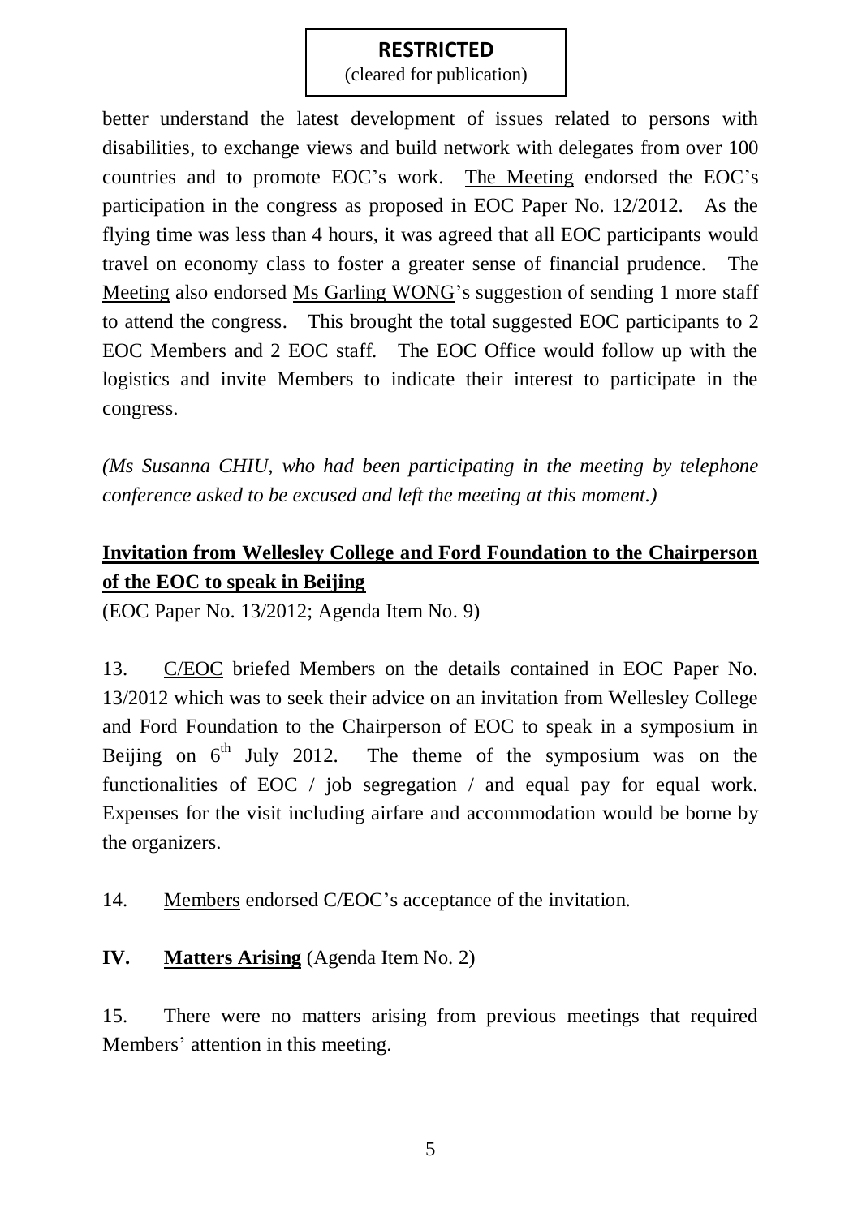better understand the latest development of issues related to persons with disabilities, to exchange views and build network with delegates from over 100 countries and to promote EOC's work. The Meeting endorsed the EOC's participation in the congress as proposed in EOC Paper No. 12/2012. As the flying time was less than 4 hours, it was agreed that all EOC participants would travel on economy class to foster a greater sense of financial prudence. The Meeting also endorsed Ms Garling WONG's suggestion of sending 1 more staff to attend the congress. This brought the total suggested EOC participants to 2 EOC Members and 2 EOC staff. The EOC Office would follow up with the logistics and invite Members to indicate their interest to participate in the congress.

*(Ms Susanna CHIU, who had been participating in the meeting by telephone conference asked to be excused and left the meeting at this moment.)*

**Invitation from Wellesley College and Ford Foundation to the Chairperson of the EOC to speak in Beijing**

(EOC Paper No. 13/2012; Agenda Item No. 9)

13. C/EOC briefed Members on the details contained in EOC Paper No. 13/2012 which was to seek their advice on an invitation from Wellesley College and Ford Foundation to the Chairperson of EOC to speak in a symposium in Beijing on 6th July 2012. The theme of the symposium was on the functionalities of EOC / job segregation / and equal pay for equal work. Expenses for the visit including airfare and accommodation would be borne by the organizers.

14. Members endorsed C/EOC's acceptance of the invitation.

## IV. Matters Arising (Agenda Item No. 2)

15. There were no matters arising from previous meetings that required Members' attention in this meeting.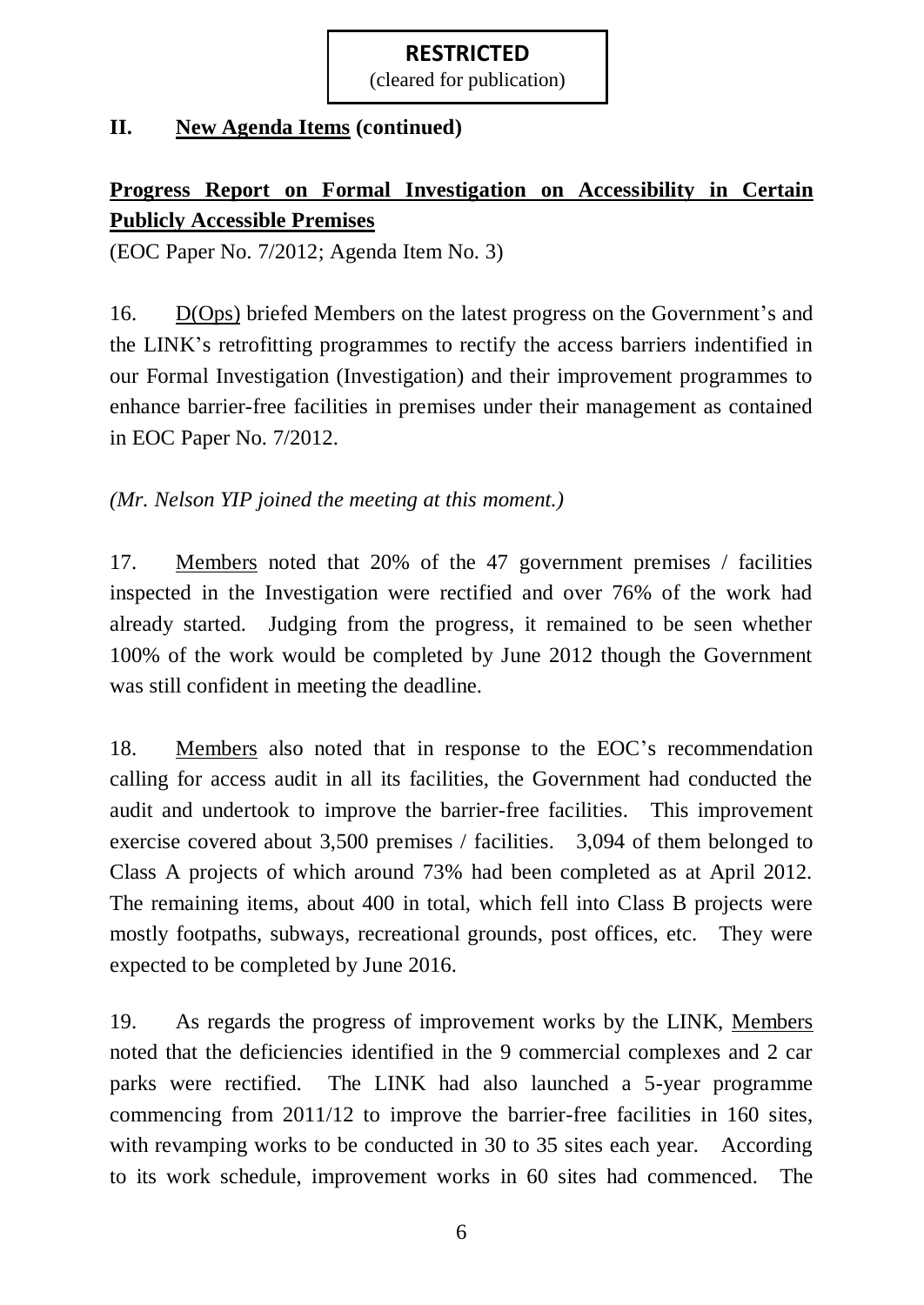**RESTRICTED**
(cleared for publication)

## II. New Agenda Items (continued)

### Progress Report on Formal Investigation on Accessibility in Certain Publicly Accessible Premises

(EOC Paper No. 7/2012; Agenda Item No. 3)

16. D(Ops) briefed Members on the latest progress on the Government's and the LINK's retrofitting programmes to rectify the access barriers indentified in our Formal Investigation (Investigation) and their improvement programmes to enhance barrier-free facilities in premises under their management as contained in EOC Paper No. 7/2012.

*(Mr. Nelson YIP joined the meeting at this moment.)*

17. Members noted that 20% of the 47 government premises / facilities inspected in the Investigation were rectified and over 76% of the work had already started. Judging from the progress, it remained to be seen whether 100% of the work would be completed by June 2012 though the Government was still confident in meeting the deadline.

18. Members also noted that in response to the EOC's recommendation calling for access audit in all its facilities, the Government had conducted the audit and undertook to improve the barrier-free facilities. This improvement exercise covered about 3,500 premises / facilities. 3,094 of them belonged to Class A projects of which around 73% had been completed as at April 2012. The remaining items, about 400 in total, which fell into Class B projects were mostly footpaths, subways, recreational grounds, post offices, etc. They were expected to be completed by June 2016.

19. As regards the progress of improvement works by the LINK, Members noted that the deficiencies identified in the 9 commercial complexes and 2 car parks were rectified. The LINK had also launched a 5-year programme commencing from 2011/12 to improve the barrier-free facilities in 160 sites, with revamping works to be conducted in 30 to 35 sites each year. According to its work schedule, improvement works in 60 sites had commenced. The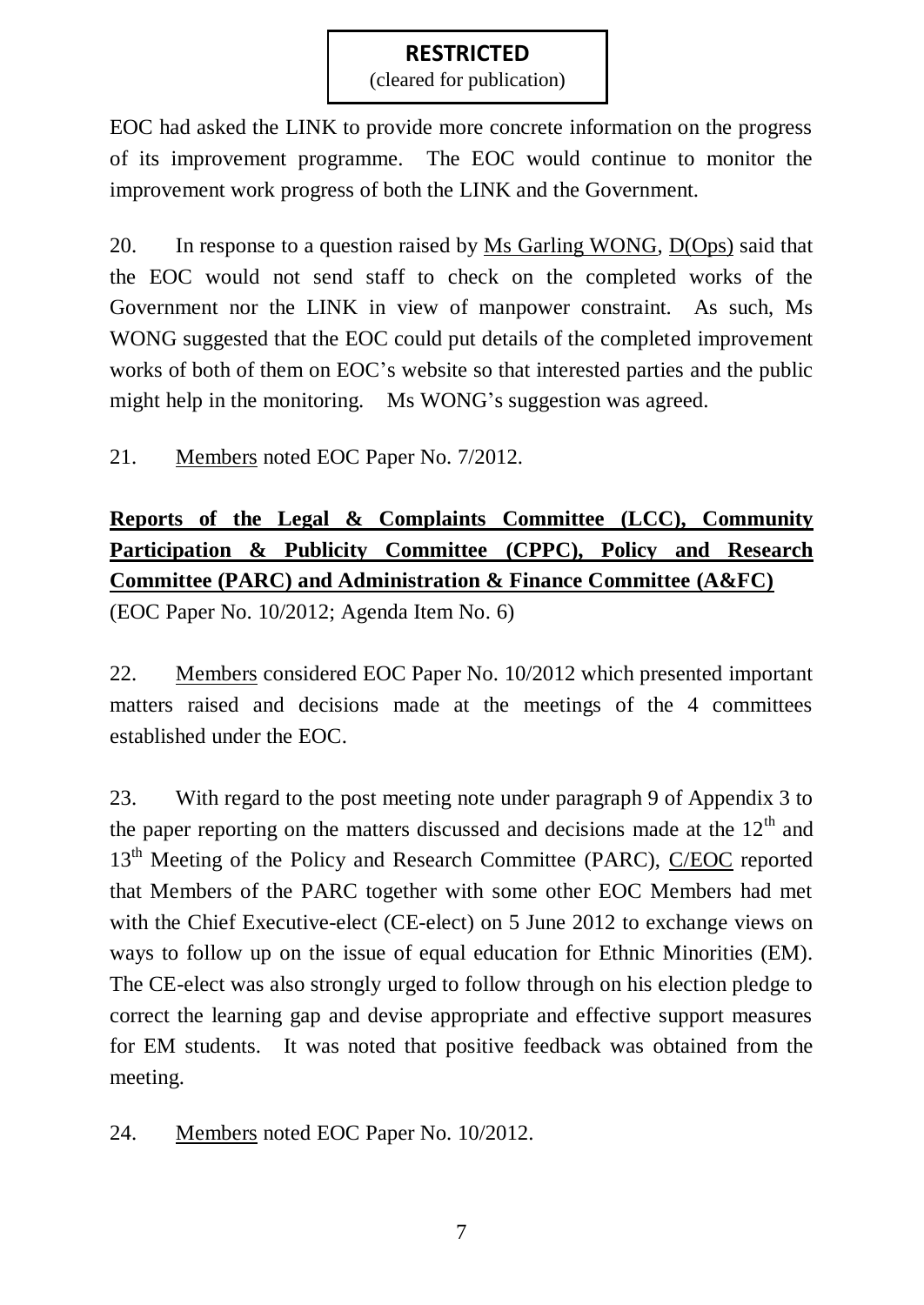**RESTRICTED**
(cleared for publication)

EOC had asked the LINK to provide more concrete information on the progress of its improvement programme. The EOC would continue to monitor the improvement work progress of both the LINK and the Government.

20. In response to a question raised by Ms Garling WONG, D(Ops) said that the EOC would not send staff to check on the completed works of the Government nor the LINK in view of manpower constraint. As such, Ms WONG suggested that the EOC could put details of the completed improvement works of both of them on EOC's website so that interested parties and the public might help in the monitoring. Ms WONG's suggestion was agreed.

21. Members noted EOC Paper No. 7/2012.

**Reports of the Legal & Complaints Committee (LCC), Community Participation & Publicity Committee (CPPC), Policy and Research Committee (PARC) and Administration & Finance Committee (A&FC)**
(EOC Paper No. 10/2012; Agenda Item No. 6)

22. Members considered EOC Paper No. 10/2012 which presented important matters raised and decisions made at the meetings of the 4 committees established under the EOC.

23. With regard to the post meeting note under paragraph 9 of Appendix 3 to the paper reporting on the matters discussed and decisions made at the 12th and 13th Meeting of the Policy and Research Committee (PARC), C/EOC reported that Members of the PARC together with some other EOC Members had met with the Chief Executive-elect (CE-elect) on 5 June 2012 to exchange views on ways to follow up on the issue of equal education for Ethnic Minorities (EM). The CE-elect was also strongly urged to follow through on his election pledge to correct the learning gap and devise appropriate and effective support measures for EM students. It was noted that positive feedback was obtained from the meeting.

24. Members noted EOC Paper No. 10/2012.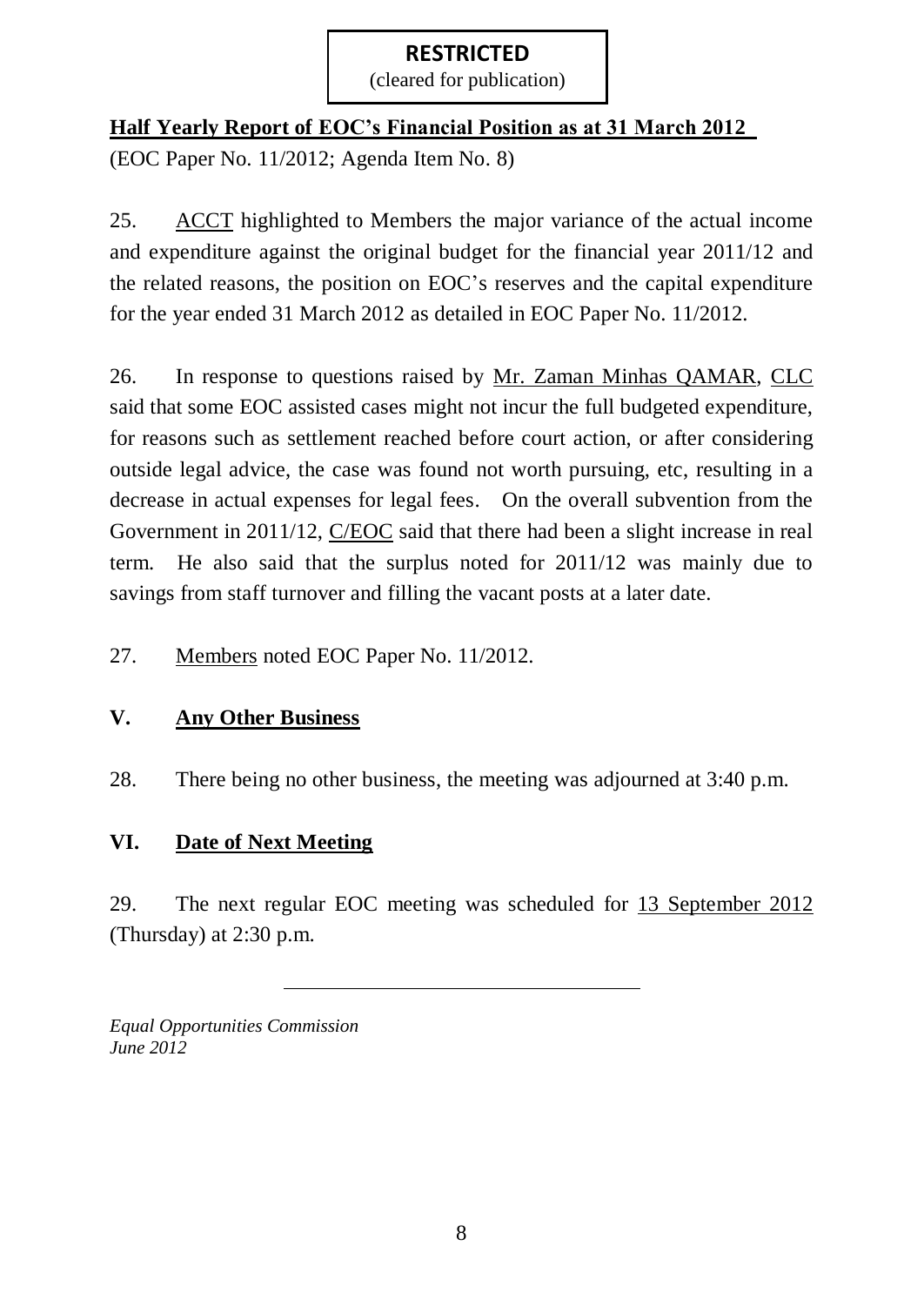**RESTRICTED**
(cleared for publication)

**Half Yearly Report of EOC's Financial Position as at 31 March 2012**
(EOC Paper No. 11/2012; Agenda Item No. 8)

25. ACCT highlighted to Members the major variance of the actual income and expenditure against the original budget for the financial year 2011/12 and the related reasons, the position on EOC's reserves and the capital expenditure for the year ended 31 March 2012 as detailed in EOC Paper No. 11/2012.

26. In response to questions raised by Mr. Zaman Minhas QAMAR, CLC said that some EOC assisted cases might not incur the full budgeted expenditure, for reasons such as settlement reached before court action, or after considering outside legal advice, the case was found not worth pursuing, etc, resulting in a decrease in actual expenses for legal fees. On the overall subvention from the Government in 2011/12, C/EOC said that there had been a slight increase in real term. He also said that the surplus noted for 2011/12 was mainly due to savings from staff turnover and filling the vacant posts at a later date.

27. Members noted EOC Paper No. 11/2012.

## V. Any Other Business

28. There being no other business, the meeting was adjourned at 3:40 p.m.

## VI. Date of Next Meeting

29. The next regular EOC meeting was scheduled for 13 September 2012 (Thursday) at 2:30 p.m.

---

*Equal Opportunities Commission*
*June 2012*